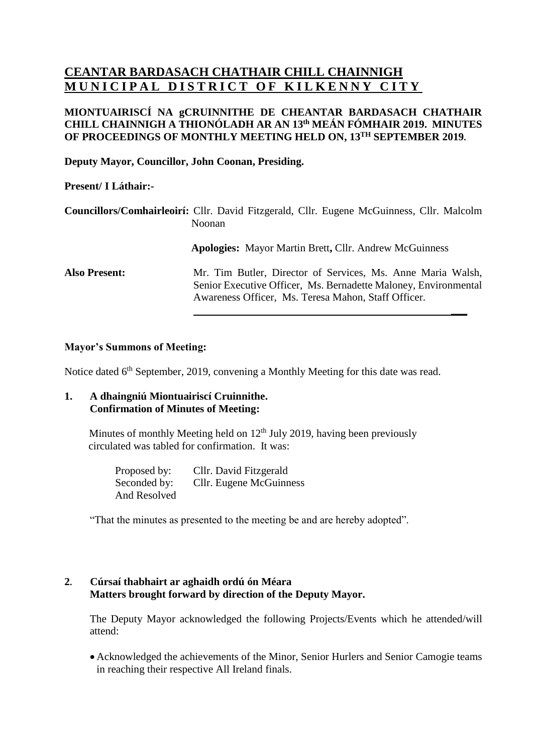# CEANTAR BARDASACH CHATHAIR CHILL CHAINNIGH
# MUNICIPAL DISTRICT OF KILKENNY CITY

**MIONTUAIRISCÍ NA gCRUINNITHE DE CHEANTAR BARDASACH CHATHAIR CHILL CHAINNIGH A THIONÓLADH AR AN 13th MEÁN FÓMHAIR 2019. MINUTES OF PROCEEDINGS OF MONTHLY MEETING HELD ON, 13TH SEPTEMBER 2019.**

**Deputy Mayor, Councillor, John Coonan, Presiding.**

**Present/ I Láthair:-**

**Councillors/Comhairleoirí:** Cllr. David Fitzgerald, Cllr. Eugene McGuinness, Cllr. Malcolm Noonan

**Apologies:** Mayor Martin Brett**,** Cllr. Andrew McGuinness

**Also Present:** Mr. Tim Butler, Director of Services, Ms. Anne Maria Walsh, Senior Executive Officer, Ms. Bernadette Maloney, Environmental Awareness Officer, Ms. Teresa Mahon, Staff Officer.

---

**Mayor's Summons of Meeting:**

Notice dated 6th September, 2019, convening a Monthly Meeting for this date was read.

**1. A dhaingniú Miontuairiscí Cruinnithe.
Confirmation of Minutes of Meeting:**

Minutes of monthly Meeting held on 12th July 2019, having been previously circulated was tabled for confirmation. It was:

Proposed by: Cllr. David Fitzgerald
Seconded by: Cllr. Eugene McGuinness
And Resolved

"That the minutes as presented to the meeting be and are hereby adopted".

**2. Cúrsaí thabhairt ar aghaidh ordú ón Méara
Matters brought forward by direction of the Deputy Mayor.**

The Deputy Mayor acknowledged the following Projects/Events which he attended/will attend:

- Acknowledged the achievements of the Minor, Senior Hurlers and Senior Camogie teams in reaching their respective All Ireland finals.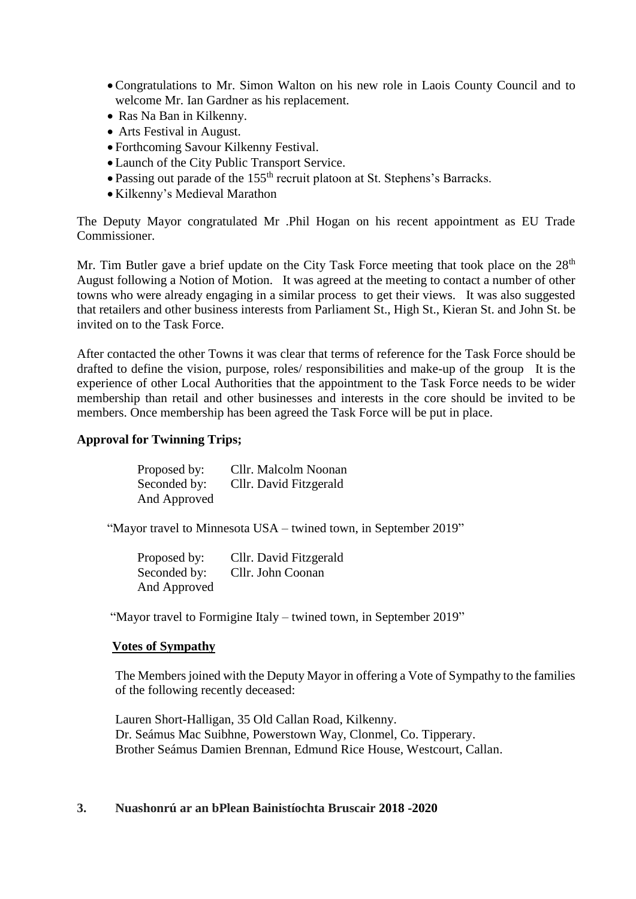- Congratulations to Mr. Simon Walton on his new role in Laois County Council and to welcome Mr. Ian Gardner as his replacement.
- Ras Na Ban in Kilkenny.
- Arts Festival in August.
- Forthcoming Savour Kilkenny Festival.
- Launch of the City Public Transport Service.
- Passing out parade of the 155th recruit platoon at St. Stephens's Barracks.
- Kilkenny's Medieval Marathon

The Deputy Mayor congratulated Mr .Phil Hogan on his recent appointment as EU Trade Commissioner.

Mr. Tim Butler gave a brief update on the City Task Force meeting that took place on the 28th August following a Notion of Motion. It was agreed at the meeting to contact a number of other towns who were already engaging in a similar process to get their views. It was also suggested that retailers and other business interests from Parliament St., High St., Kieran St. and John St. be invited on to the Task Force.

After contacted the other Towns it was clear that terms of reference for the Task Force should be drafted to define the vision, purpose, roles/ responsibilities and make-up of the group It is the experience of other Local Authorities that the appointment to the Task Force needs to be wider membership than retail and other businesses and interests in the core should be invited to be members. Once membership has been agreed the Task Force will be put in place.

**Approval for Twinning Trips;**

Proposed by: Cllr. Malcolm Noonan
Seconded by: Cllr. David Fitzgerald
And Approved

"Mayor travel to Minnesota USA – twined town, in September 2019"

Proposed by: Cllr. David Fitzgerald
Seconded by: Cllr. John Coonan
And Approved

"Mayor travel to Formigine Italy – twined town, in September 2019"

**Votes of Sympathy**

The Members joined with the Deputy Mayor in offering a Vote of Sympathy to the families of the following recently deceased:

Lauren Short-Halligan, 35 Old Callan Road, Kilkenny.
Dr. Seámus Mac Suibhne, Powerstown Way, Clonmel, Co. Tipperary.
Brother Seámus Damien Brennan, Edmund Rice House, Westcourt, Callan.

**3. Nuashonrú ar an bPlean Bainistíochta Bruscair 2018 -2020**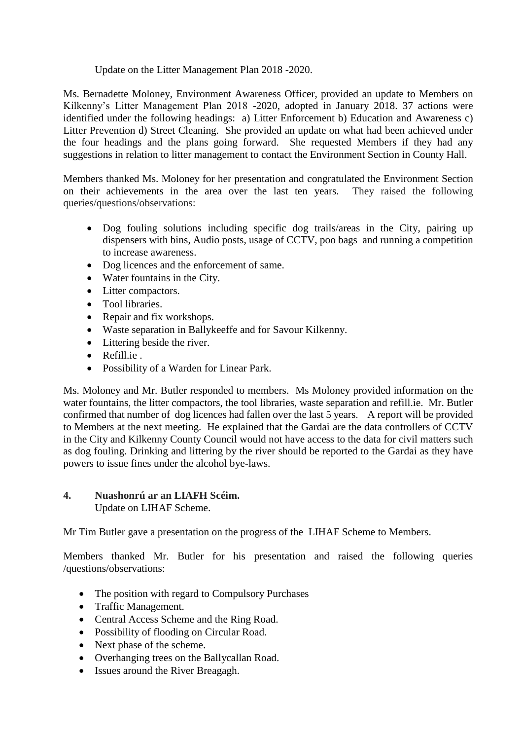Update on the Litter Management Plan 2018 -2020.

Ms. Bernadette Moloney, Environment Awareness Officer, provided an update to Members on Kilkenny's Litter Management Plan 2018 -2020, adopted in January 2018. 37 actions were identified under the following headings: a) Litter Enforcement b) Education and Awareness c) Litter Prevention d) Street Cleaning. She provided an update on what had been achieved under the four headings and the plans going forward. She requested Members if they had any suggestions in relation to litter management to contact the Environment Section in County Hall.

Members thanked Ms. Moloney for her presentation and congratulated the Environment Section on their achievements in the area over the last ten years. They raised the following queries/questions/observations:

- Dog fouling solutions including specific dog trails/areas in the City, pairing up dispensers with bins, Audio posts, usage of CCTV, poo bags and running a competition to increase awareness.
- Dog licences and the enforcement of same.
- Water fountains in the City.
- Litter compactors.
- Tool libraries.
- Repair and fix workshops.
- Waste separation in Ballykeeffe and for Savour Kilkenny.
- Littering beside the river.
- Refill.ie .
- Possibility of a Warden for Linear Park.

Ms. Moloney and Mr. Butler responded to members. Ms Moloney provided information on the water fountains, the litter compactors, the tool libraries, waste separation and refill.ie. Mr. Butler confirmed that number of dog licences had fallen over the last 5 years. A report will be provided to Members at the next meeting. He explained that the Gardai are the data controllers of CCTV in the City and Kilkenny County Council would not have access to the data for civil matters such as dog fouling. Drinking and littering by the river should be reported to the Gardai as they have powers to issue fines under the alcohol bye-laws.

**4. Nuashonrú ar an LIAFH Scéim.**
Update on LIHAF Scheme.

Mr Tim Butler gave a presentation on the progress of the LIHAF Scheme to Members.

Members thanked Mr. Butler for his presentation and raised the following queries /questions/observations:

- The position with regard to Compulsory Purchases
- Traffic Management.
- Central Access Scheme and the Ring Road.
- Possibility of flooding on Circular Road.
- Next phase of the scheme.
- Overhanging trees on the Ballycallan Road.
- Issues around the River Breagagh.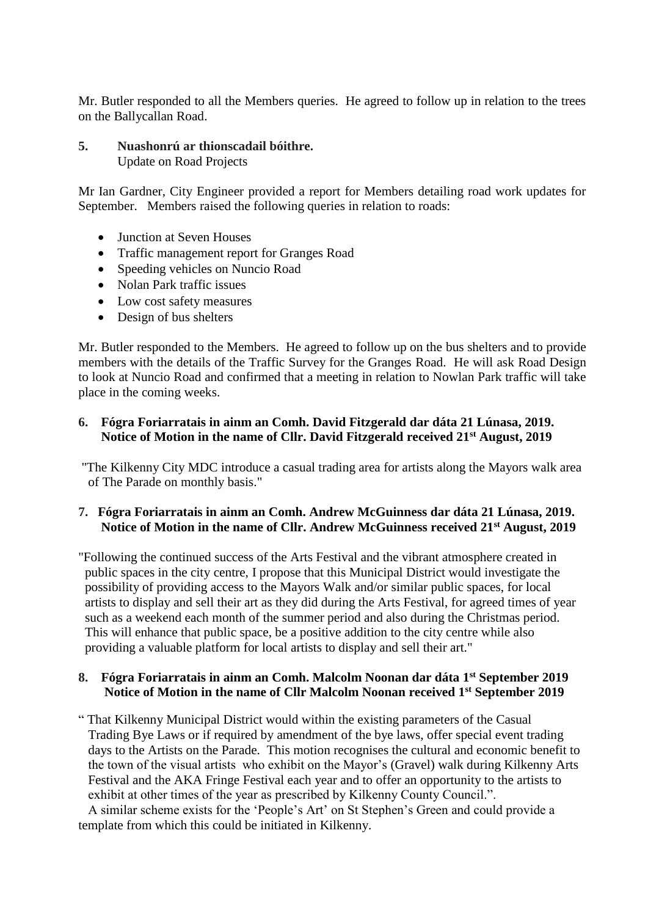Mr. Butler responded to all the Members queries. He agreed to follow up in relation to the trees on the Ballycallan Road.

**5. Nuashonrú ar thionscadail bóithre.**
Update on Road Projects

Mr Ian Gardner, City Engineer provided a report for Members detailing road work updates for September. Members raised the following queries in relation to roads:

- Junction at Seven Houses
- Traffic management report for Granges Road
- Speeding vehicles on Nuncio Road
- Nolan Park traffic issues
- Low cost safety measures
- Design of bus shelters

Mr. Butler responded to the Members. He agreed to follow up on the bus shelters and to provide members with the details of the Traffic Survey for the Granges Road. He will ask Road Design to look at Nuncio Road and confirmed that a meeting in relation to Nowlan Park traffic will take place in the coming weeks.

**6. Fógra Foriarratais in ainm an Comh. David Fitzgerald dar dáta 21 Lúnasa, 2019.**
**Notice of Motion in the name of Cllr. David Fitzgerald received 21st August, 2019**

"The Kilkenny City MDC introduce a casual trading area for artists along the Mayors walk area of The Parade on monthly basis."

**7. Fógra Foriarratais in ainm an Comh. Andrew McGuinness dar dáta 21 Lúnasa, 2019.**
**Notice of Motion in the name of Cllr. Andrew McGuinness received 21st August, 2019**

"Following the continued success of the Arts Festival and the vibrant atmosphere created in public spaces in the city centre, I propose that this Municipal District would investigate the possibility of providing access to the Mayors Walk and/or similar public spaces, for local artists to display and sell their art as they did during the Arts Festival, for agreed times of year such as a weekend each month of the summer period and also during the Christmas period. This will enhance that public space, be a positive addition to the city centre while also providing a valuable platform for local artists to display and sell their art."

**8. Fógra Foriarratais in ainm an Comh. Malcolm Noonan dar dáta 1st September 2019**
**Notice of Motion in the name of Cllr Malcolm Noonan received 1st September 2019**

" That Kilkenny Municipal District would within the existing parameters of the Casual Trading Bye Laws or if required by amendment of the bye laws, offer special event trading days to the Artists on the Parade. This motion recognises the cultural and economic benefit to the town of the visual artists who exhibit on the Mayor's (Gravel) walk during Kilkenny Arts Festival and the AKA Fringe Festival each year and to offer an opportunity to the artists to exhibit at other times of the year as prescribed by Kilkenny County Council.".
A similar scheme exists for the 'People's Art' on St Stephen's Green and could provide a template from which this could be initiated in Kilkenny.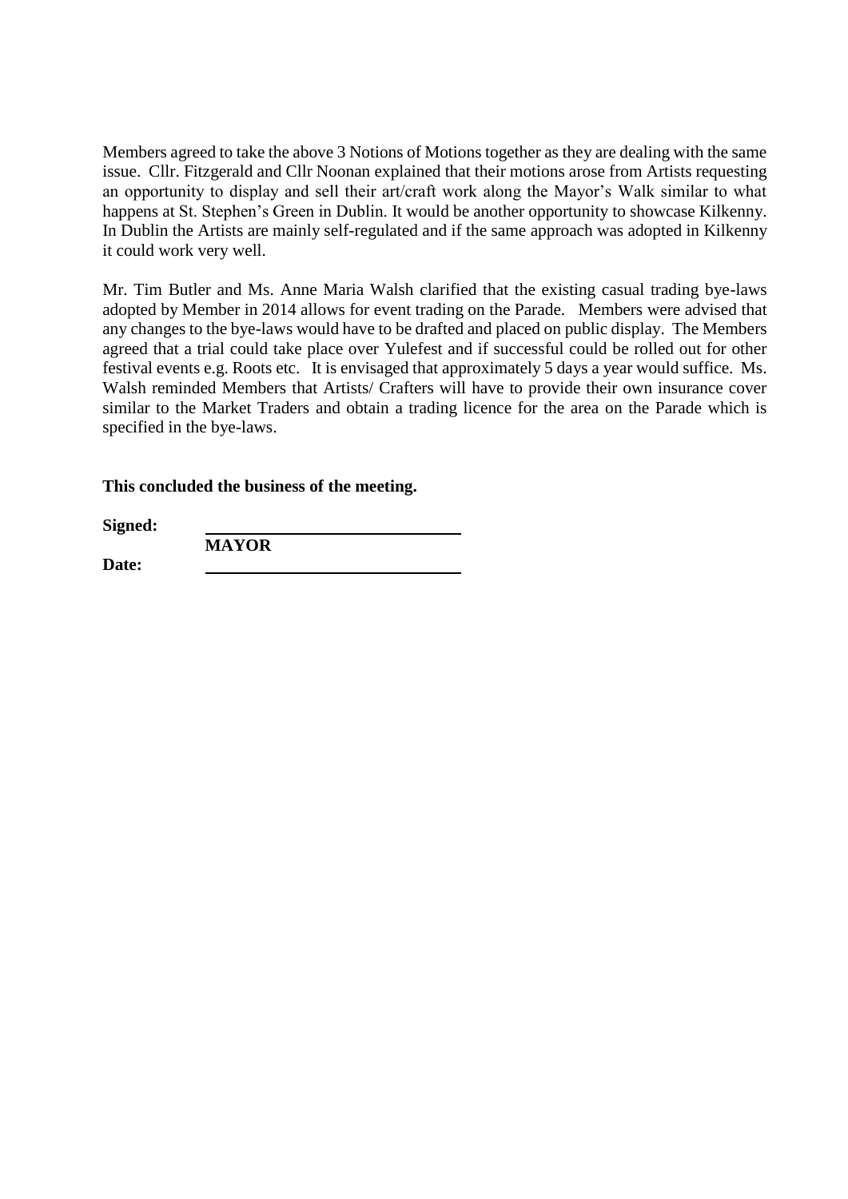Members agreed to take the above 3 Notions of Motions together as they are dealing with the same issue. Cllr. Fitzgerald and Cllr Noonan explained that their motions arose from Artists requesting an opportunity to display and sell their art/craft work along the Mayor's Walk similar to what happens at St. Stephen's Green in Dublin. It would be another opportunity to showcase Kilkenny. In Dublin the Artists are mainly self-regulated and if the same approach was adopted in Kilkenny it could work very well.

Mr. Tim Butler and Ms. Anne Maria Walsh clarified that the existing casual trading bye-laws adopted by Member in 2014 allows for event trading on the Parade. Members were advised that any changes to the bye-laws would have to be drafted and placed on public display. The Members agreed that a trial could take place over Yulefest and if successful could be rolled out for other festival events e.g. Roots etc. It is envisaged that approximately 5 days a year would suffice. Ms. Walsh reminded Members that Artists/ Crafters will have to provide their own insurance cover similar to the Market Traders and obtain a trading licence for the area on the Parade which is specified in the bye-laws.

**This concluded the business of the meeting.**

**Signed:** ______________________________

**MAYOR**

**Date:** ______________________________